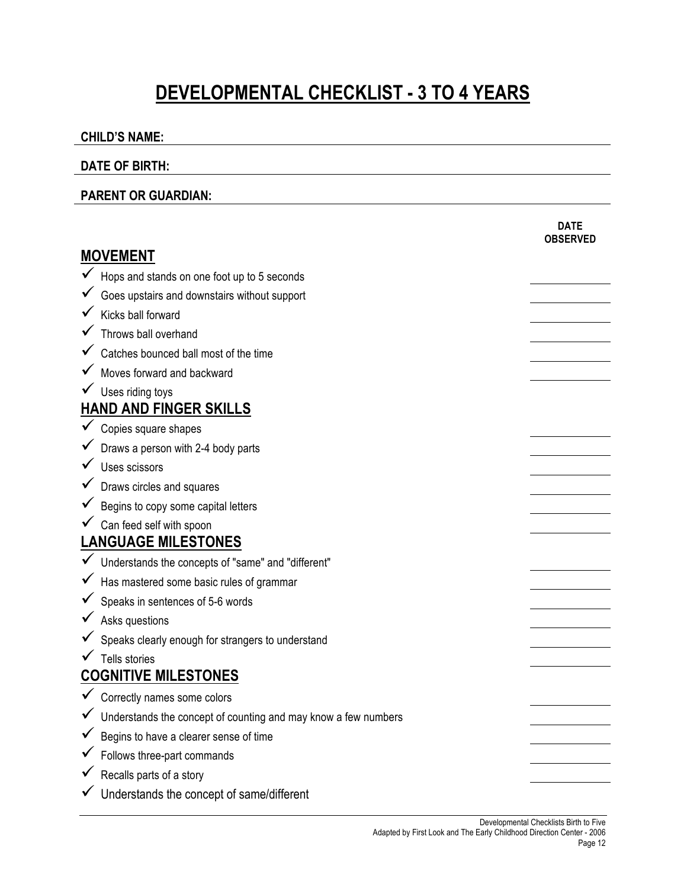# DEVELOPMENTAL CHECKLIST - 3 TO 4 YEARS

**CHILD'S NAME:**

**DATE OF BIRTH:**

**PARENT OR GUARDIAN:**

**DATE OBSERVED**

## MOVEMENT

- ✓ Hops and stands on one foot up to 5 seconds
- ✓ Goes upstairs and downstairs without support
- ✓ Kicks ball forward
- ✓ Throws ball overhand
- ✓ Catches bounced ball most of the time
- ✓ Moves forward and backward
- ✓ Uses riding toys

## HAND AND FINGER SKILLS

- ✓ Copies square shapes
- ✓ Draws a person with 2-4 body parts
- ✓ Uses scissors
- ✓ Draws circles and squares
- ✓ Begins to copy some capital letters
- ✓ Can feed self with spoon

## LANGUAGE MILESTONES

- ✓ Understands the concepts of "same" and "different"
- ✓ Has mastered some basic rules of grammar
- ✓ Speaks in sentences of 5-6 words
- ✓ Asks questions
- ✓ Speaks clearly enough for strangers to understand
- ✓ Tells stories

## COGNITIVE MILESTONES

- ✓ Correctly names some colors
- ✓ Understands the concept of counting and may know a few numbers
- ✓ Begins to have a clearer sense of time
- ✓ Follows three-part commands
- ✓ Recalls parts of a story
- ✓ Understands the concept of same/different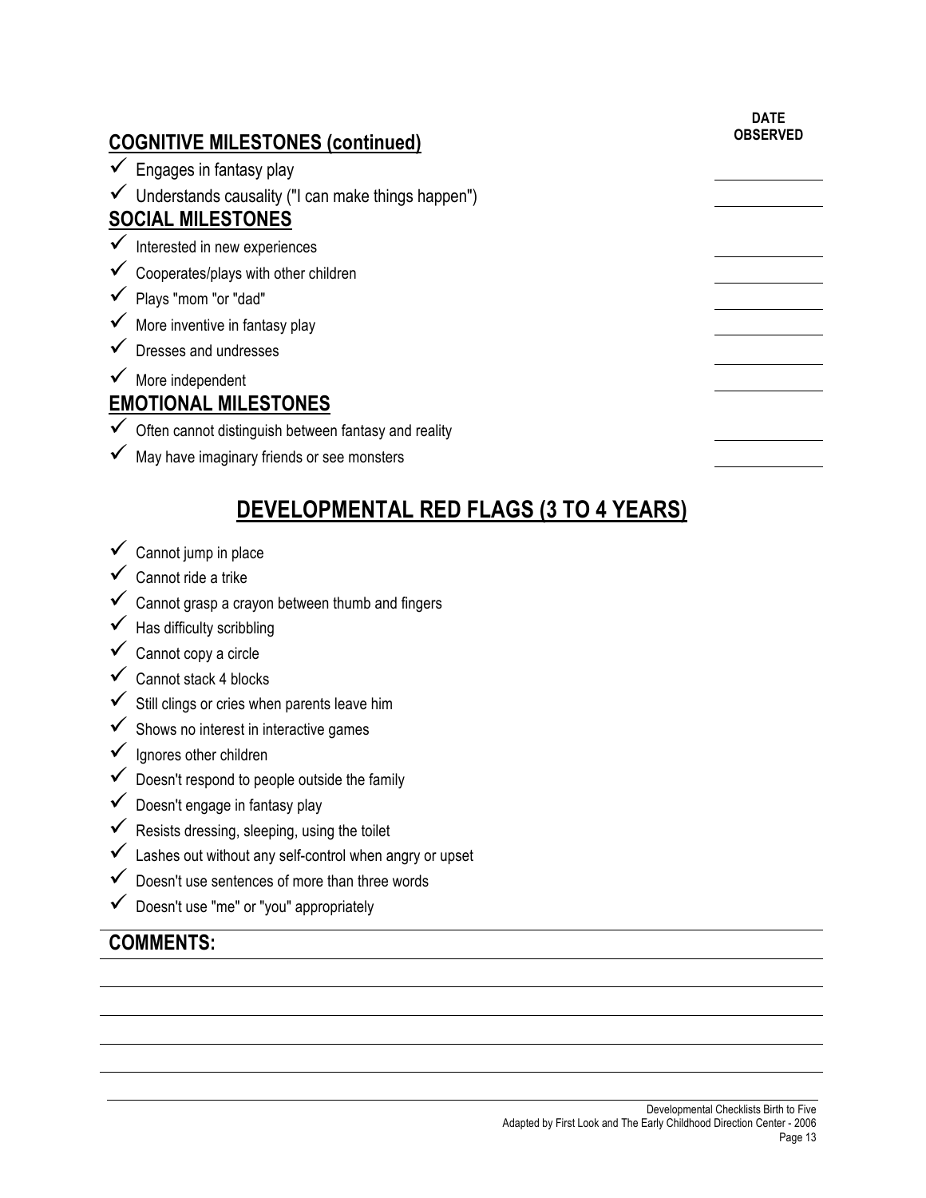## COGNITIVE MILESTONES (continued)

**DATE OBSERVED**

- ✓ Engages in fantasy play ____________
- ✓ Understands causality ("I can make things happen") ____________

## SOCIAL MILESTONES

- ✓ Interested in new experiences ____________
- ✓ Cooperates/plays with other children ____________
- ✓ Plays "mom "or "dad" ____________
- ✓ More inventive in fantasy play ____________
- ✓ Dresses and undresses ____________
- ✓ More independent ____________

## EMOTIONAL MILESTONES

- ✓ Often cannot distinguish between fantasy and reality ____________
- ✓ May have imaginary friends or see monsters ____________

# DEVELOPMENTAL RED FLAGS (3 TO 4 YEARS)

- ✓ Cannot jump in place
- ✓ Cannot ride a trike
- ✓ Cannot grasp a crayon between thumb and fingers
- ✓ Has difficulty scribbling
- ✓ Cannot copy a circle
- ✓ Cannot stack 4 blocks
- ✓ Still clings or cries when parents leave him
- ✓ Shows no interest in interactive games
- ✓ Ignores other children
- ✓ Doesn't respond to people outside the family
- ✓ Doesn't engage in fantasy play
- ✓ Resists dressing, sleeping, using the toilet
- ✓ Lashes out without any self-control when angry or upset
- ✓ Doesn't use sentences of more than three words
- ✓ Doesn't use "me" or "you" appropriately

## COMMENTS:

Developmental Checklists Birth to Five
Adapted by First Look and The Early Childhood Direction Center - 2006